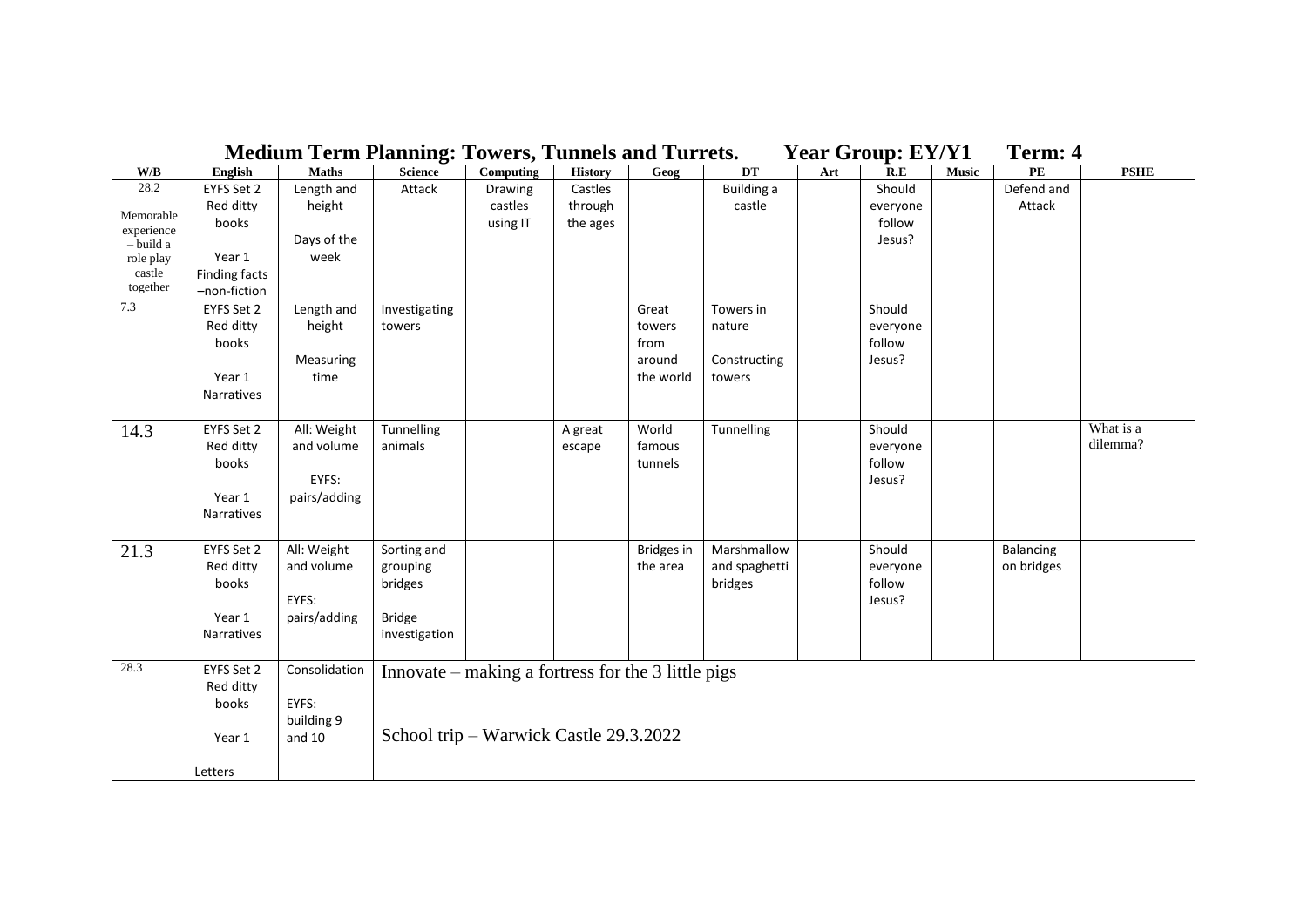# Medium Term Planning: Towers, Tunnels and Turrets. Year Group: EY/Y1 Term: 4

| W/B | English | Maths | Science | Computing | History | Geog | DT | Art | R.E | Music | PE | PSHE |
|---|---|---|---|---|---|---|---|---|---|---|---|---|
| 28.2<br><br>Memorable experience – build a role play castle together | EYFS Set 2 Red ditty books<br><br>Year 1 Finding facts –non-fiction | Length and height<br><br>Days of the week | Attack | Drawing castles using IT | Castles through the ages | | Building a castle | | Should everyone follow Jesus? | | Defend and Attack | |
| 7.3 | EYFS Set 2 Red ditty books<br><br>Year 1 Narratives | Length and height<br><br>Measuring time | Investigating towers | | | Great towers from around the world | Towers in nature<br><br>Constructing towers | | Should everyone follow Jesus? | | | |
| 14.3 | EYFS Set 2 Red ditty books<br><br>Year 1 Narratives | All: Weight and volume<br><br>EYFS: pairs/adding | Tunnelling animals | | A great escape | World famous tunnels | Tunnelling | | Should everyone follow Jesus? | | | What is a dilemma? |
| 21.3 | EYFS Set 2 Red ditty books<br><br>Year 1 Narratives | All: Weight and volume<br><br>EYFS: pairs/adding | Sorting and grouping bridges<br><br>Bridge investigation | | | Bridges in the area | Marshmallow and spaghetti bridges | | Should everyone follow Jesus? | | Balancing on bridges | |
| 28.3 | EYFS Set 2 Red ditty books<br><br>Year 1<br><br>Letters | Consolidation<br><br>EYFS: building 9 and 10 | Innovate – making a fortress for the 3 little pigs<br><br>School trip – Warwick Castle 29.3.2022 | | | | | | | | | |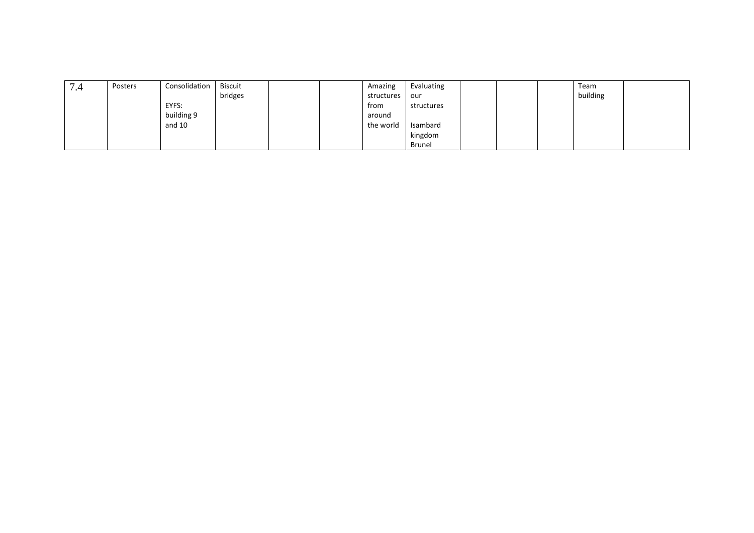| | | | | | | | | | | | | |
|---|---|---|---|---|---|---|---|---|---|---|---|---|
| 7.4 | Posters | Consolidation<br><br>EYFS: building 9 and 10 | Biscuit bridges | | | Amazing structures from around the world | Evaluating our structures<br><br>Isambard kingdom Brunel | | | | Team building | |